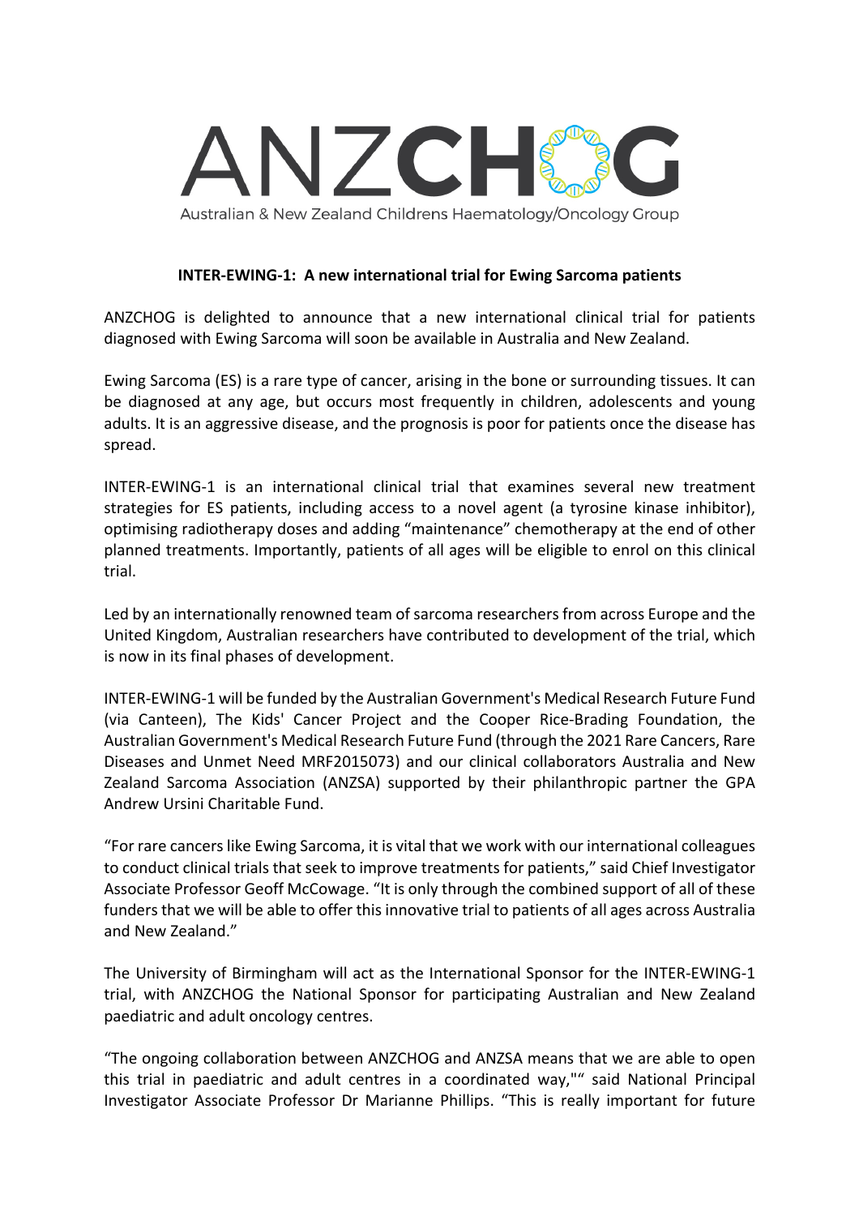ANZCHOG

Australian & New Zealand Childrens Haematology/Oncology Group

**INTER-EWING-1: A new international trial for Ewing Sarcoma patients**

ANZCHOG is delighted to announce that a new international clinical trial for patients diagnosed with Ewing Sarcoma will soon be available in Australia and New Zealand.

Ewing Sarcoma (ES) is a rare type of cancer, arising in the bone or surrounding tissues. It can be diagnosed at any age, but occurs most frequently in children, adolescents and young adults. It is an aggressive disease, and the prognosis is poor for patients once the disease has spread.

INTER-EWING-1 is an international clinical trial that examines several new treatment strategies for ES patients, including access to a novel agent (a tyrosine kinase inhibitor), optimising radiotherapy doses and adding "maintenance" chemotherapy at the end of other planned treatments. Importantly, patients of all ages will be eligible to enrol on this clinical trial.

Led by an internationally renowned team of sarcoma researchers from across Europe and the United Kingdom, Australian researchers have contributed to development of the trial, which is now in its final phases of development.

INTER-EWING-1 will be funded by the Australian Government's Medical Research Future Fund (via Canteen), The Kids' Cancer Project and the Cooper Rice-Brading Foundation, the Australian Government's Medical Research Future Fund (through the 2021 Rare Cancers, Rare Diseases and Unmet Need MRF2015073) and our clinical collaborators Australia and New Zealand Sarcoma Association (ANZSA) supported by their philanthropic partner the GPA Andrew Ursini Charitable Fund.

"For rare cancers like Ewing Sarcoma, it is vital that we work with our international colleagues to conduct clinical trials that seek to improve treatments for patients," said Chief Investigator Associate Professor Geoff McCowage. "It is only through the combined support of all of these funders that we will be able to offer this innovative trial to patients of all ages across Australia and New Zealand."

The University of Birmingham will act as the International Sponsor for the INTER-EWING-1 trial, with ANZCHOG the National Sponsor for participating Australian and New Zealand paediatric and adult oncology centres.

"The ongoing collaboration between ANZCHOG and ANZSA means that we are able to open this trial in paediatric and adult centres in a coordinated way,"" said National Principal Investigator Associate Professor Dr Marianne Phillips. "This is really important for future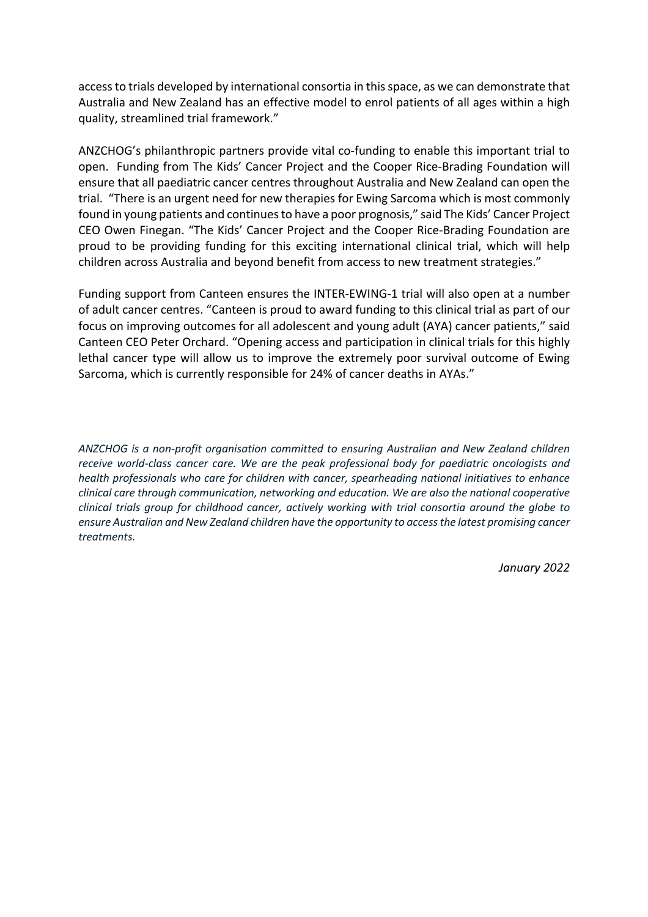access to trials developed by international consortia in this space, as we can demonstrate that Australia and New Zealand has an effective model to enrol patients of all ages within a high quality, streamlined trial framework."

ANZCHOG's philanthropic partners provide vital co-funding to enable this important trial to open. Funding from The Kids' Cancer Project and the Cooper Rice-Brading Foundation will ensure that all paediatric cancer centres throughout Australia and New Zealand can open the trial. "There is an urgent need for new therapies for Ewing Sarcoma which is most commonly found in young patients and continues to have a poor prognosis," said The Kids' Cancer Project CEO Owen Finegan. "The Kids' Cancer Project and the Cooper Rice-Brading Foundation are proud to be providing funding for this exciting international clinical trial, which will help children across Australia and beyond benefit from access to new treatment strategies."

Funding support from Canteen ensures the INTER-EWING-1 trial will also open at a number of adult cancer centres. "Canteen is proud to award funding to this clinical trial as part of our focus on improving outcomes for all adolescent and young adult (AYA) cancer patients," said Canteen CEO Peter Orchard. "Opening access and participation in clinical trials for this highly lethal cancer type will allow us to improve the extremely poor survival outcome of Ewing Sarcoma, which is currently responsible for 24% of cancer deaths in AYAs."

*ANZCHOG is a non-profit organisation committed to ensuring Australian and New Zealand children receive world-class cancer care. We are the peak professional body for paediatric oncologists and health professionals who care for children with cancer, spearheading national initiatives to enhance clinical care through communication, networking and education. We are also the national cooperative clinical trials group for childhood cancer, actively working with trial consortia around the globe to ensure Australian and New Zealand children have the opportunity to access the latest promising cancer treatments.*

*January 2022*